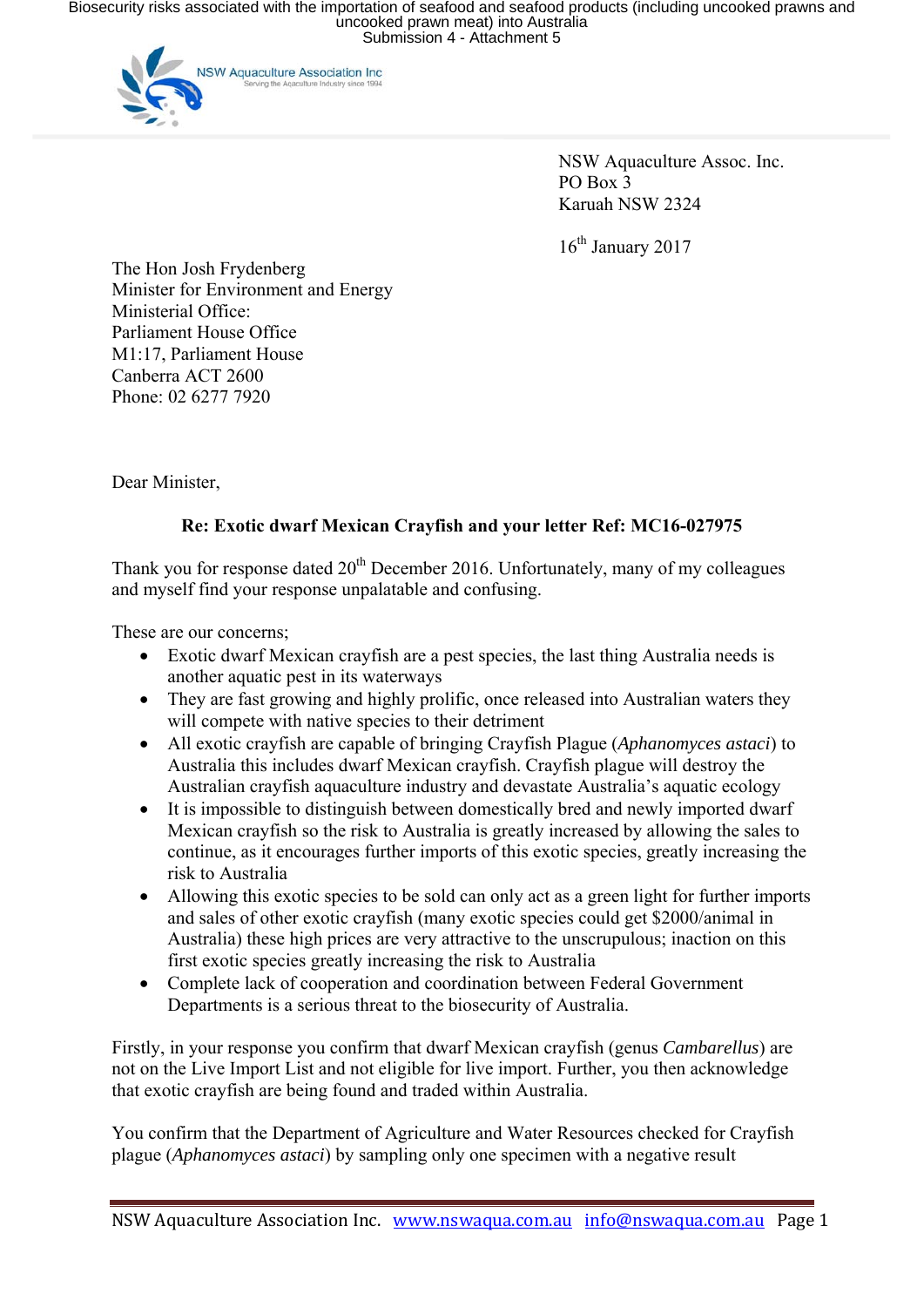NSW Aquaculture Association Inc

Serving the Aquaculture Industry since 1994

NSW Aquaculture Assoc. Inc.
PO Box 3
Karuah NSW 2324

16th January 2017

The Hon Josh Frydenberg
Minister for Environment and Energy
Ministerial Office:
Parliament House Office
M1:17, Parliament House
Canberra ACT 2600
Phone: 02 6277 7920

Dear Minister,

**Re: Exotic dwarf Mexican Crayfish and your letter Ref: MC16-027975**

Thank you for response dated 20th December 2016. Unfortunately, many of my colleagues and myself find your response unpalatable and confusing.

These are our concerns;

- Exotic dwarf Mexican crayfish are a pest species, the last thing Australia needs is another aquatic pest in its waterways
- They are fast growing and highly prolific, once released into Australian waters they will compete with native species to their detriment
- All exotic crayfish are capable of bringing Crayfish Plague (*Aphanomyces astaci*) to Australia this includes dwarf Mexican crayfish. Crayfish plague will destroy the Australian crayfish aquaculture industry and devastate Australia's aquatic ecology
- It is impossible to distinguish between domestically bred and newly imported dwarf Mexican crayfish so the risk to Australia is greatly increased by allowing the sales to continue, as it encourages further imports of this exotic species, greatly increasing the risk to Australia
- Allowing this exotic species to be sold can only act as a green light for further imports and sales of other exotic crayfish (many exotic species could get $2000/animal in Australia) these high prices are very attractive to the unscrupulous; inaction on this first exotic species greatly increasing the risk to Australia
- Complete lack of cooperation and coordination between Federal Government Departments is a serious threat to the biosecurity of Australia.

Firstly, in your response you confirm that dwarf Mexican crayfish (genus *Cambarellus*) are not on the Live Import List and not eligible for live import. Further, you then acknowledge that exotic crayfish are being found and traded within Australia.

You confirm that the Department of Agriculture and Water Resources checked for Crayfish plague (*Aphanomyces astaci*) by sampling only one specimen with a negative result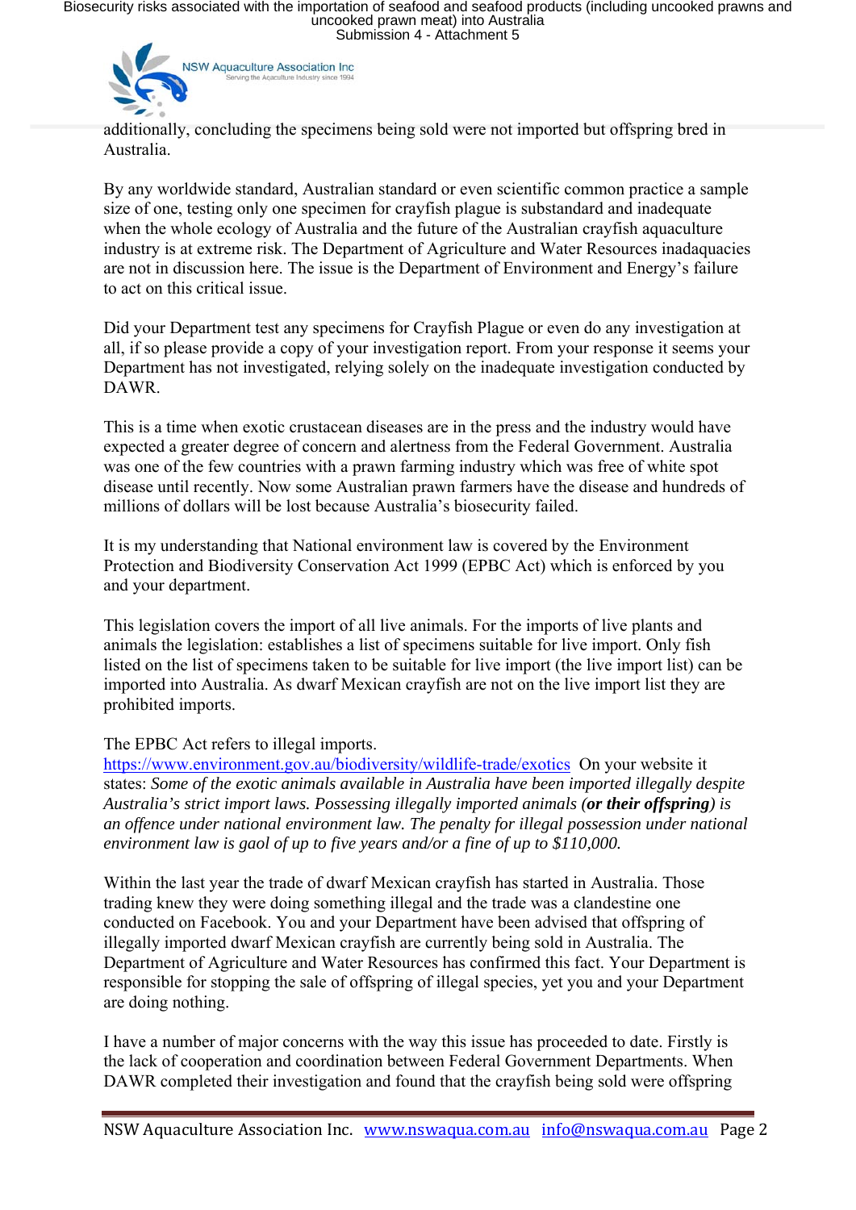additionally, concluding the specimens being sold were not imported but offspring bred in Australia.

By any worldwide standard, Australian standard or even scientific common practice a sample size of one, testing only one specimen for crayfish plague is substandard and inadequate when the whole ecology of Australia and the future of the Australian crayfish aquaculture industry is at extreme risk. The Department of Agriculture and Water Resources inadaquacies are not in discussion here. The issue is the Department of Environment and Energy's failure to act on this critical issue.

Did your Department test any specimens for Crayfish Plague or even do any investigation at all, if so please provide a copy of your investigation report. From your response it seems your Department has not investigated, relying solely on the inadequate investigation conducted by DAWR.

This is a time when exotic crustacean diseases are in the press and the industry would have expected a greater degree of concern and alertness from the Federal Government. Australia was one of the few countries with a prawn farming industry which was free of white spot disease until recently. Now some Australian prawn farmers have the disease and hundreds of millions of dollars will be lost because Australia's biosecurity failed.

It is my understanding that National environment law is covered by the Environment Protection and Biodiversity Conservation Act 1999 (EPBC Act) which is enforced by you and your department.

This legislation covers the import of all live animals. For the imports of live plants and animals the legislation: establishes a list of specimens suitable for live import. Only fish listed on the list of specimens taken to be suitable for live import (the live import list) can be imported into Australia. As dwarf Mexican crayfish are not on the live import list they are prohibited imports.

The EPBC Act refers to illegal imports. https://www.environment.gov.au/biodiversity/wildlife-trade/exotics On your website it states: *Some of the exotic animals available in Australia have been imported illegally despite Australia's strict import laws. Possessing illegally imported animals (**or their offspring**) is an offence under national environment law. The penalty for illegal possession under national environment law is gaol of up to five years and/or a fine of up to $110,000.*

Within the last year the trade of dwarf Mexican crayfish has started in Australia. Those trading knew they were doing something illegal and the trade was a clandestine one conducted on Facebook. You and your Department have been advised that offspring of illegally imported dwarf Mexican crayfish are currently being sold in Australia. The Department of Agriculture and Water Resources has confirmed this fact. Your Department is responsible for stopping the sale of offspring of illegal species, yet you and your Department are doing nothing.

I have a number of major concerns with the way this issue has proceeded to date. Firstly is the lack of cooperation and coordination between Federal Government Departments. When DAWR completed their investigation and found that the crayfish being sold were offspring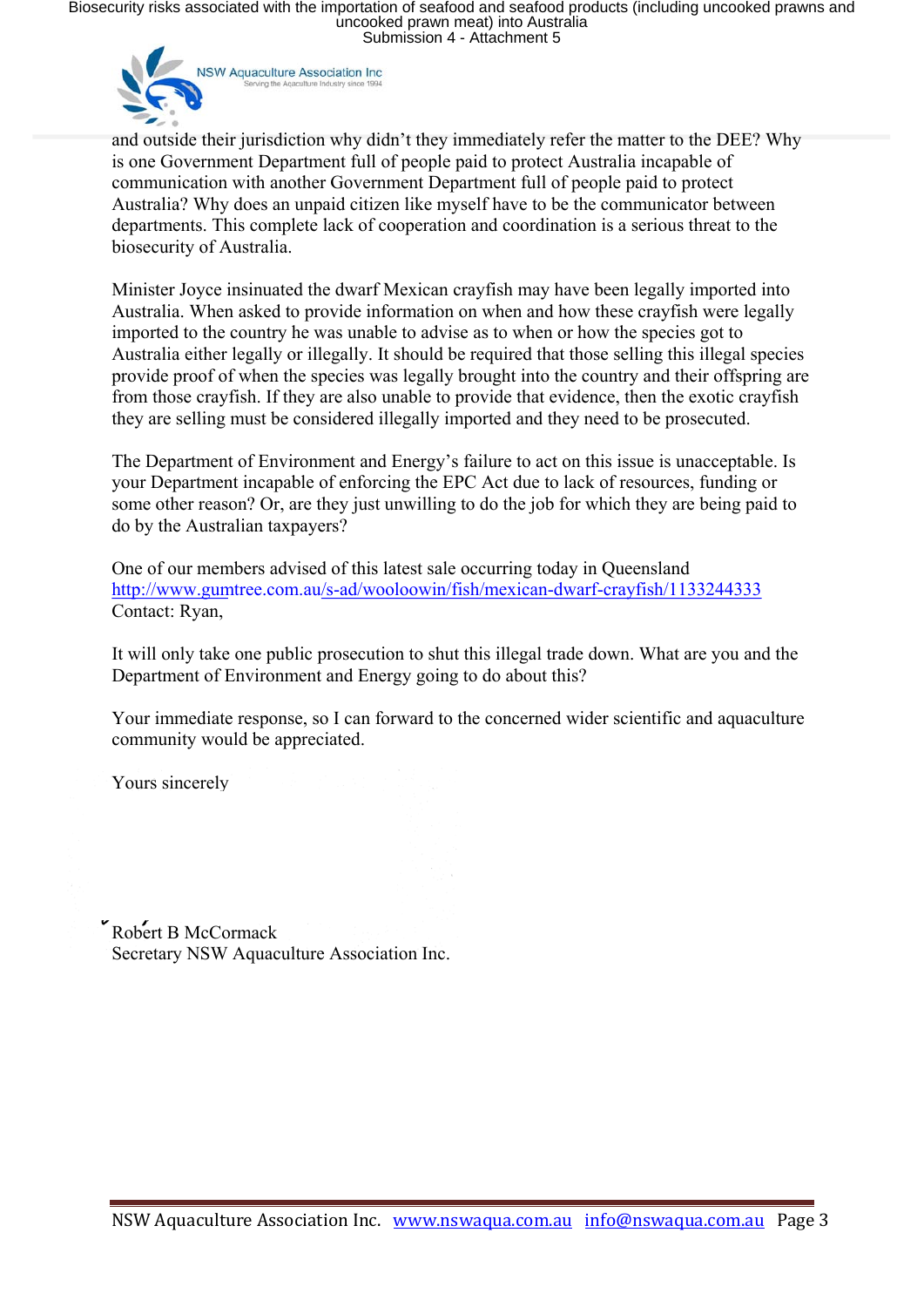and outside their jurisdiction why didn't they immediately refer the matter to the DEE? Why is one Government Department full of people paid to protect Australia incapable of communication with another Government Department full of people paid to protect Australia? Why does an unpaid citizen like myself have to be the communicator between departments. This complete lack of cooperation and coordination is a serious threat to the biosecurity of Australia.

Minister Joyce insinuated the dwarf Mexican crayfish may have been legally imported into Australia. When asked to provide information on when and how these crayfish were legally imported to the country he was unable to advise as to when or how the species got to Australia either legally or illegally. It should be required that those selling this illegal species provide proof of when the species was legally brought into the country and their offspring are from those crayfish. If they are also unable to provide that evidence, then the exotic crayfish they are selling must be considered illegally imported and they need to be prosecuted.

The Department of Environment and Energy's failure to act on this issue is unacceptable. Is your Department incapable of enforcing the EPC Act due to lack of resources, funding or some other reason? Or, are they just unwilling to do the job for which they are being paid to do by the Australian taxpayers?

One of our members advised of this latest sale occurring today in Queensland
http://www.gumtree.com.au/s-ad/wooloowin/fish/mexican-dwarf-crayfish/1133244333
Contact: Ryan,

It will only take one public prosecution to shut this illegal trade down. What are you and the Department of Environment and Energy going to do about this?

Your immediate response, so I can forward to the concerned wider scientific and aquaculture community would be appreciated.

Yours sincerely

Robert B McCormack
Secretary NSW Aquaculture Association Inc.